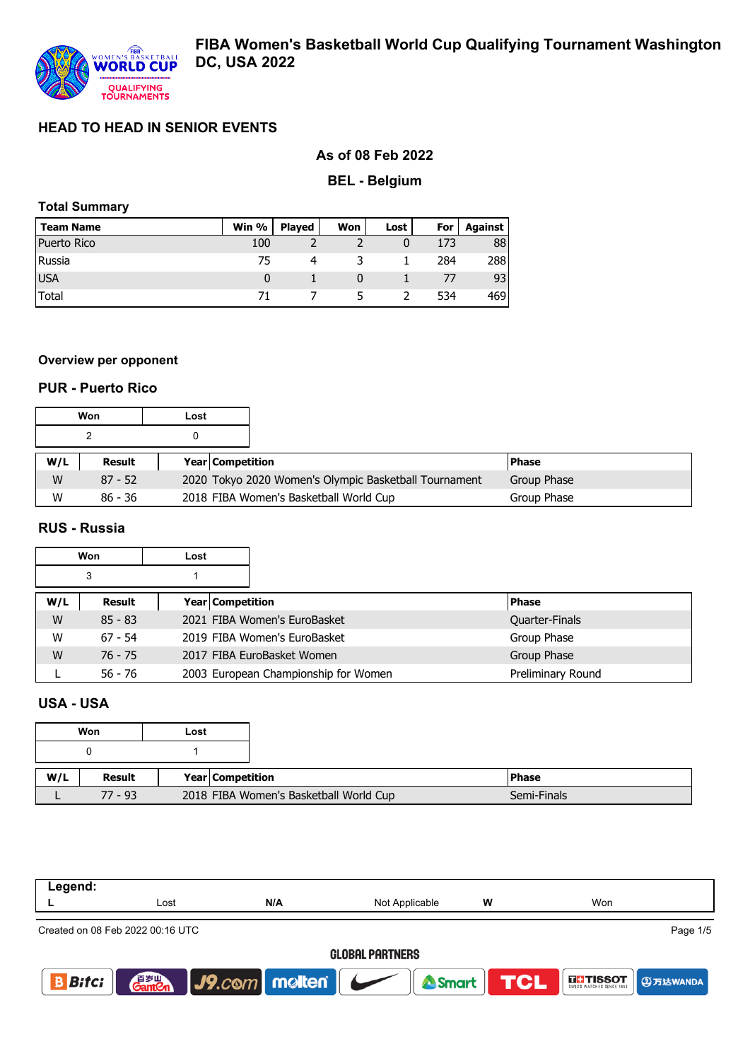# FIBA Women's Basketball World Cup Qualifying Tournament Washington DC, USA 2022

## HEAD TO HEAD IN SENIOR EVENTS

### As of 08 Feb 2022

### BEL - Belgium

**Total Summary**

| Team Name | Win % | Played | Won | Lost | For | Against |
|---|---|---|---|---|---|---|
| Puerto Rico | 100 | 2 | 2 | 0 | 173 | 88 |
| Russia | 75 | 4 | 3 | 1 | 284 | 288 |
| USA | 0 | 1 | 0 | 1 | 77 | 93 |
| Total | 71 | 7 | 5 | 2 | 534 | 469 |

**Overview per opponent**

### PUR - Puerto Rico

| Won | Lost |
|---|---|
| 2 | 0 |

| W/L | Result | Year | Competition | Phase |
|---|---|---|---|---|
| W | 87 - 52 | 2020 | Tokyo 2020 Women's Olympic Basketball Tournament | Group Phase |
| W | 86 - 36 | 2018 | FIBA Women's Basketball World Cup | Group Phase |

### RUS - Russia

| Won | Lost |
|---|---|
| 3 | 1 |

| W/L | Result | Year | Competition | Phase |
|---|---|---|---|---|
| W | 85 - 83 | 2021 | FIBA Women's EuroBasket | Quarter-Finals |
| W | 67 - 54 | 2019 | FIBA Women's EuroBasket | Group Phase |
| W | 76 - 75 | 2017 | FIBA EuroBasket Women | Group Phase |
| L | 56 - 76 | 2003 | European Championship for Women | Preliminary Round |

### USA - USA

| Won | Lost |
|---|---|
| 0 | 1 |

| W/L | Result | Year | Competition | Phase |
|---|---|---|---|---|
| L | 77 - 93 | 2018 | FIBA Women's Basketball World Cup | Semi-Finals |

**Legend:**

| L | Lost | N/A | Not Applicable | W | Won |
|---|---|---|---|---|---|

Created on 08 Feb 2022 00:16 UTC

GLOBAL PARTNERS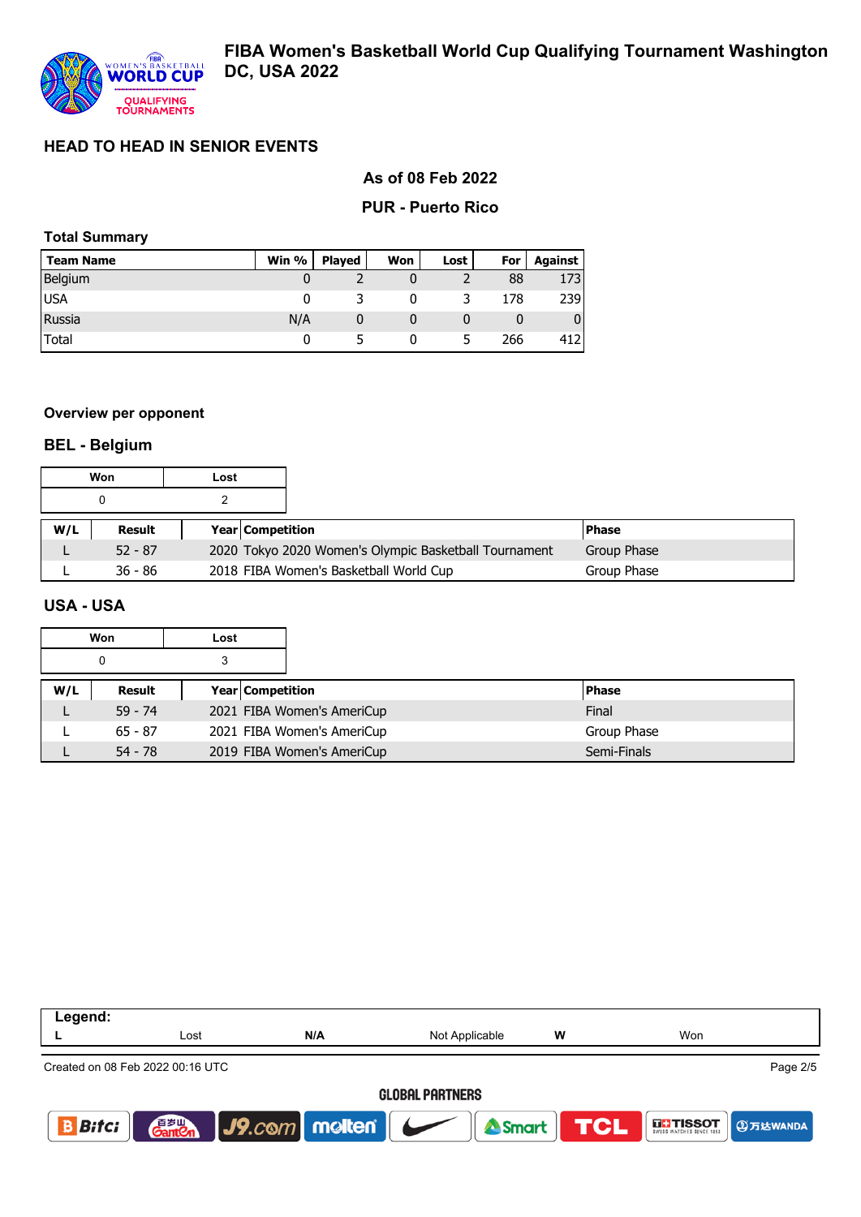# FIBA Women's Basketball World Cup Qualifying Tournament Washington DC, USA 2022

## HEAD TO HEAD IN SENIOR EVENTS

### As of 08 Feb 2022

### PUR - Puerto Rico

**Total Summary**

| Team Name | Win % | Played | Won | Lost | For | Against |
|---|---|---|---|---|---|---|
| Belgium | 0 | 2 | 0 | 2 | 88 | 173 |
| USA | 0 | 3 | 0 | 3 | 178 | 239 |
| Russia | N/A | 0 | 0 | 0 | 0 | 0 |
| Total | 0 | 5 | 0 | 5 | 266 | 412 |

**Overview per opponent**

## BEL - Belgium

| Won | Lost |
|---|---|
| 0 | 2 |

| W/L | Result | Year | Competition | Phase |
|---|---|---|---|---|
| L | 52 - 87 | 2020 | Tokyo 2020 Women's Olympic Basketball Tournament | Group Phase |
| L | 36 - 86 | 2018 | FIBA Women's Basketball World Cup | Group Phase |

## USA - USA

| Won | Lost |
|---|---|
| 0 | 3 |

| W/L | Result | Year | Competition | Phase |
|---|---|---|---|---|
| L | 59 - 74 | 2021 | FIBA Women's AmeriCup | Final |
| L | 65 - 87 | 2021 | FIBA Women's AmeriCup | Group Phase |
| L | 54 - 78 | 2019 | FIBA Women's AmeriCup | Semi-Finals |

**Legend:**

| | | | | | |
|---|---|---|---|---|---|
| L | Lost | N/A | Not Applicable | W | Won |

Created on 08 Feb 2022 00:16 UTC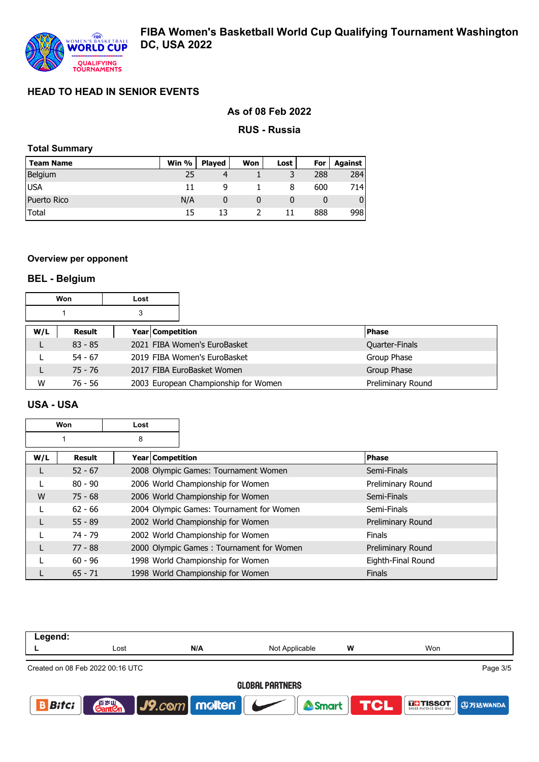# FIBA Women's Basketball World Cup Qualifying Tournament Washington DC, USA 2022

## HEAD TO HEAD IN SENIOR EVENTS

**As of 08 Feb 2022**

**RUS - Russia**

### Total Summary

| Team Name | Win % | Played | Won | Lost | For | Against |
|---|---|---|---|---|---|---|
| Belgium | 25 | 4 | 1 | 3 | 288 | 284 |
| USA | 11 | 9 | 1 | 8 | 600 | 714 |
| Puerto Rico | N/A | 0 | 0 | 0 | 0 | 0 |
| Total | 15 | 13 | 2 | 11 | 888 | 998 |

### Overview per opponent

## BEL - Belgium

| Won | Lost |
|---|---|
| 1 | 3 |

| W/L | Result | Year | Competition | Phase |
|---|---|---|---|---|
| L | 83 - 85 | 2021 | FIBA Women's EuroBasket | Quarter-Finals |
| L | 54 - 67 | 2019 | FIBA Women's EuroBasket | Group Phase |
| L | 75 - 76 | 2017 | FIBA EuroBasket Women | Group Phase |
| W | 76 - 56 | 2003 | European Championship for Women | Preliminary Round |

## USA - USA

| Won | Lost |
|---|---|
| 1 | 8 |

| W/L | Result | Year | Competition | Phase |
|---|---|---|---|---|
| L | 52 - 67 | 2008 | Olympic Games: Tournament Women | Semi-Finals |
| L | 80 - 90 | 2006 | World Championship for Women | Preliminary Round |
| W | 75 - 68 | 2006 | World Championship for Women | Semi-Finals |
| L | 62 - 66 | 2004 | Olympic Games: Tournament for Women | Semi-Finals |
| L | 55 - 89 | 2002 | World Championship for Women | Preliminary Round |
| L | 74 - 79 | 2002 | World Championship for Women | Finals |
| L | 77 - 88 | 2000 | Olympic Games : Tournament for Women | Preliminary Round |
| L | 60 - 96 | 1998 | World Championship for Women | Eighth-Final Round |
| L | 65 - 71 | 1998 | World Championship for Women | Finals |

**Legend:**

| L | Lost | N/A | Not Applicable | W | Won |
|---|---|---|---|---|---|

Created on 08 Feb 2022 00:16 UTC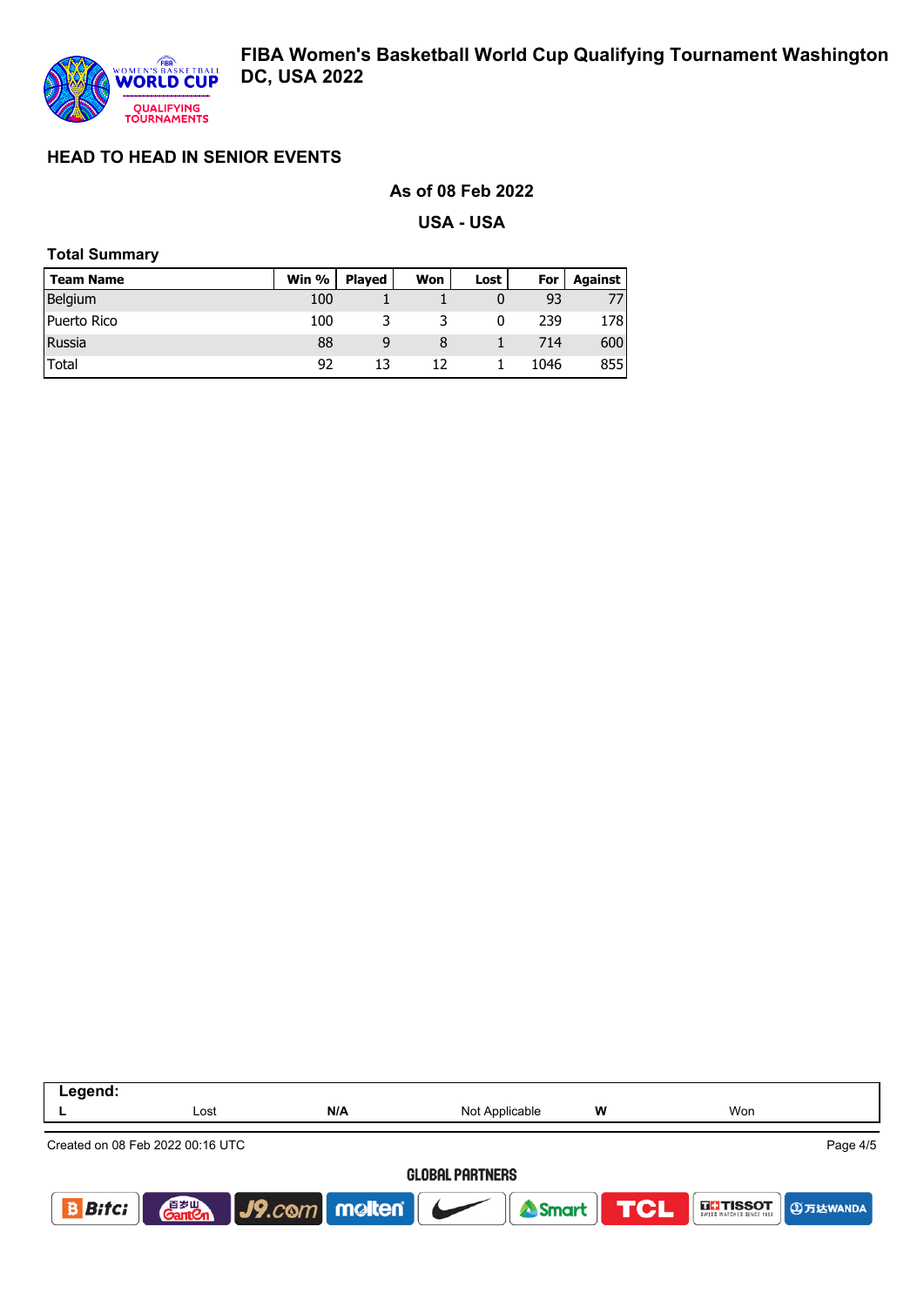# FIBA Women's Basketball World Cup Qualifying Tournament Washington DC, USA 2022

## HEAD TO HEAD IN SENIOR EVENTS

### As of 08 Feb 2022

### USA - USA

**Total Summary**

| Team Name | Win % | Played | Won | Lost | For | Against |
|---|---|---|---|---|---|---|
| Belgium | 100 | 1 | 1 | 0 | 93 | 77 |
| Puerto Rico | 100 | 3 | 3 | 0 | 239 | 178 |
| Russia | 88 | 9 | 8 | 1 | 714 | 600 |
| Total | 92 | 13 | 12 | 1 | 1046 | 855 |

**Legend:**

| L | Lost | N/A | Not Applicable | W | Won |
|---|---|---|---|---|---|

Created on 08 Feb 2022 00:16 UTC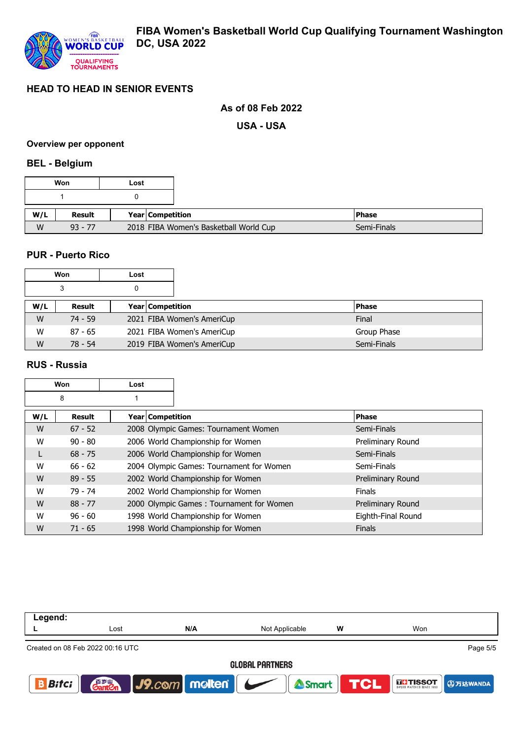# FIBA Women's Basketball World Cup Qualifying Tournament Washington DC, USA 2022

## HEAD TO HEAD IN SENIOR EVENTS

**As of 08 Feb 2022**

**USA - USA**

**Overview per opponent**

### BEL - Belgium

| Won | Lost |
|---|---|
| 1 | 0 |

| W/L | Result | Year | Competition | Phase |
|---|---|---|---|---|
| W | 93 - 77 | 2018 | FIBA Women's Basketball World Cup | Semi-Finals |

### PUR - Puerto Rico

| Won | Lost |
|---|---|
| 3 | 0 |

| W/L | Result | Year | Competition | Phase |
|---|---|---|---|---|
| W | 74 - 59 | 2021 | FIBA Women's AmeriCup | Final |
| W | 87 - 65 | 2021 | FIBA Women's AmeriCup | Group Phase |
| W | 78 - 54 | 2019 | FIBA Women's AmeriCup | Semi-Finals |

### RUS - Russia

| Won | Lost |
|---|---|
| 8 | 1 |

| W/L | Result | Year | Competition | Phase |
|---|---|---|---|---|
| W | 67 - 52 | 2008 | Olympic Games: Tournament Women | Semi-Finals |
| W | 90 - 80 | 2006 | World Championship for Women | Preliminary Round |
| L | 68 - 75 | 2006 | World Championship for Women | Semi-Finals |
| W | 66 - 62 | 2004 | Olympic Games: Tournament for Women | Semi-Finals |
| W | 89 - 55 | 2002 | World Championship for Women | Preliminary Round |
| W | 79 - 74 | 2002 | World Championship for Women | Finals |
| W | 88 - 77 | 2000 | Olympic Games : Tournament for Women | Preliminary Round |
| W | 96 - 60 | 1998 | World Championship for Women | Eighth-Final Round |
| W | 71 - 65 | 1998 | World Championship for Women | Finals |

**Legend:**

| | | | | | |
|---|---|---|---|---|---|
| L | Lost | N/A | Not Applicable | W | Won |

Created on 08 Feb 2022 00:16 UTC